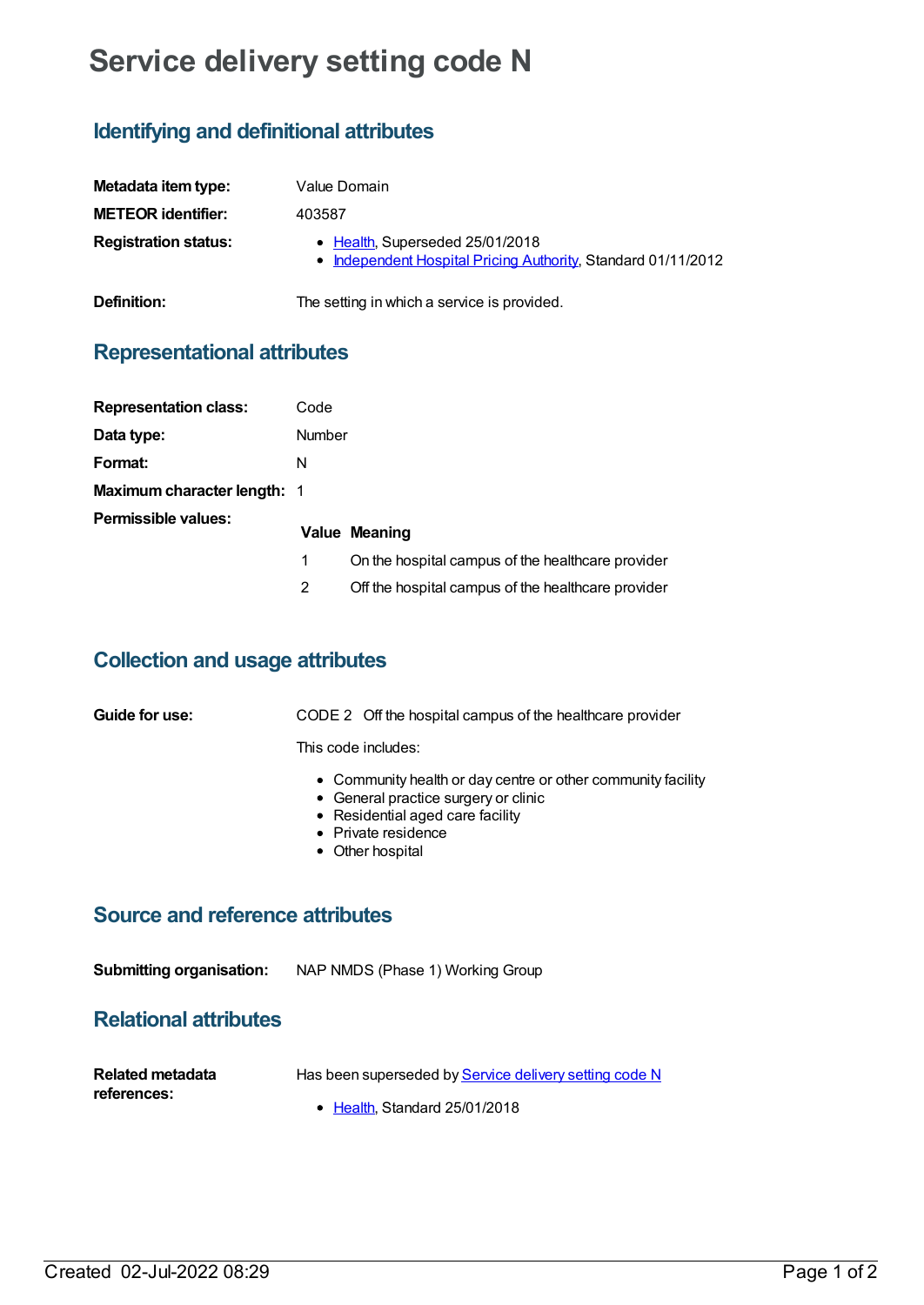# Service delivery setting code N

## Identifying and definitional attributes

**Metadata item type:** Value Domain

**METEOR identifier:** 403587

**Registration status:**
- Health, Superseded 25/01/2018
- Independent Hospital Pricing Authority, Standard 01/11/2012

**Definition:** The setting in which a service is provided.

## Representational attributes

**Representation class:** Code

**Data type:** Number

**Format:** N

**Maximum character length:** 1

**Permissible values:**

| Value | Meaning |
| --- | --- |
| 1 | On the hospital campus of the healthcare provider |
| 2 | Off the hospital campus of the healthcare provider |

## Collection and usage attributes

**Guide for use:** CODE 2 Off the hospital campus of the healthcare provider

This code includes:

- Community health or day centre or other community facility
- General practice surgery or clinic
- Residential aged care facility
- Private residence
- Other hospital

## Source and reference attributes

**Submitting organisation:** NAP NMDS (Phase 1) Working Group

## Relational attributes

**Related metadata references:** Has been superseded by Service delivery setting code N

- Health, Standard 25/01/2018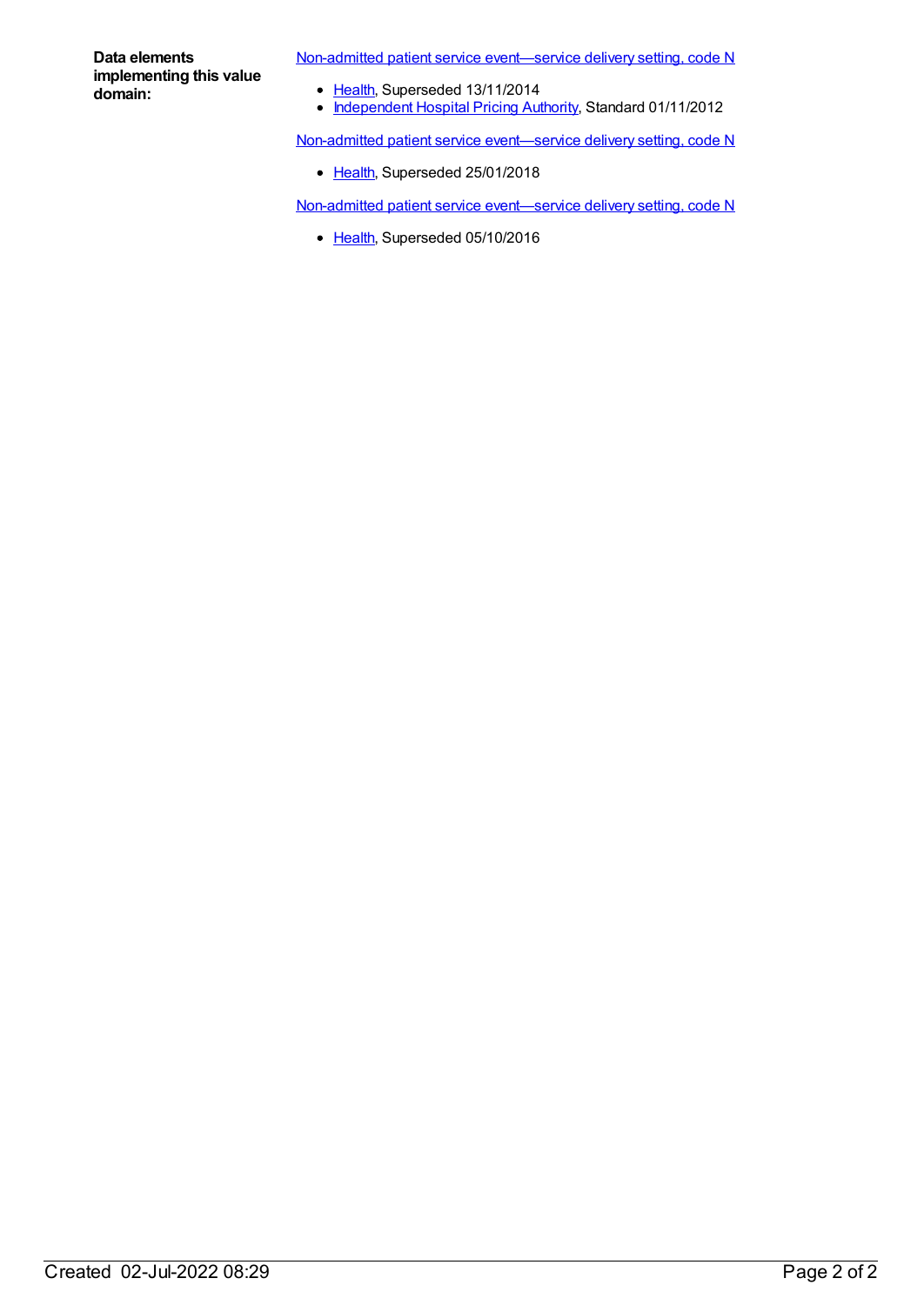**Data elements implementing this value domain:**

Non-admitted patient service event—service delivery setting, code N

- Health, Superseded 13/11/2014
- Independent Hospital Pricing Authority, Standard 01/11/2012

Non-admitted patient service event—service delivery setting, code N

- Health, Superseded 25/01/2018

Non-admitted patient service event—service delivery setting, code N

- Health, Superseded 05/10/2016